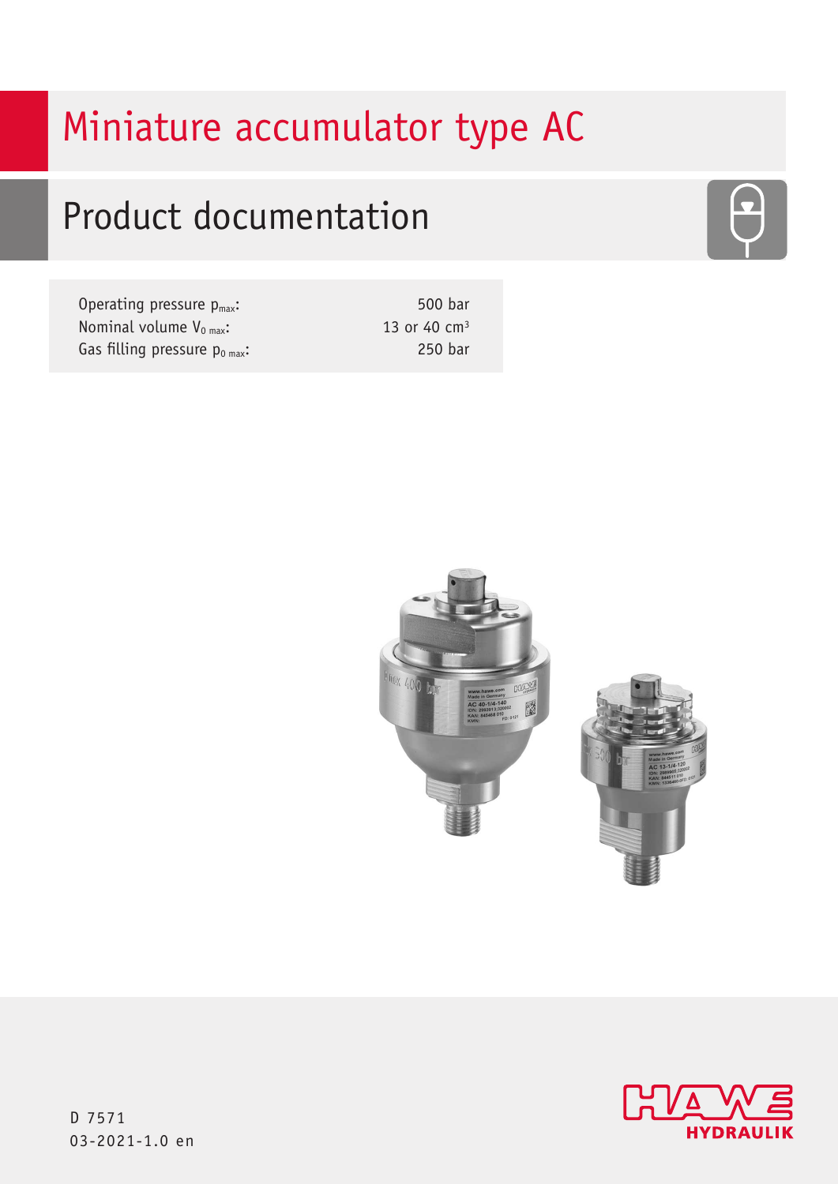# Miniature accumulator type AC

## Product documentation

| | |
|---|---|
| Operating pressure $p_{max}$: | 500 bar |
| Nominal volume $V_{0\ max}$: | 13 or 40 $cm^3$ |
| Gas filling pressure $p_{0\ max}$: | 250 bar |

D 7571
03-2021-1.0 en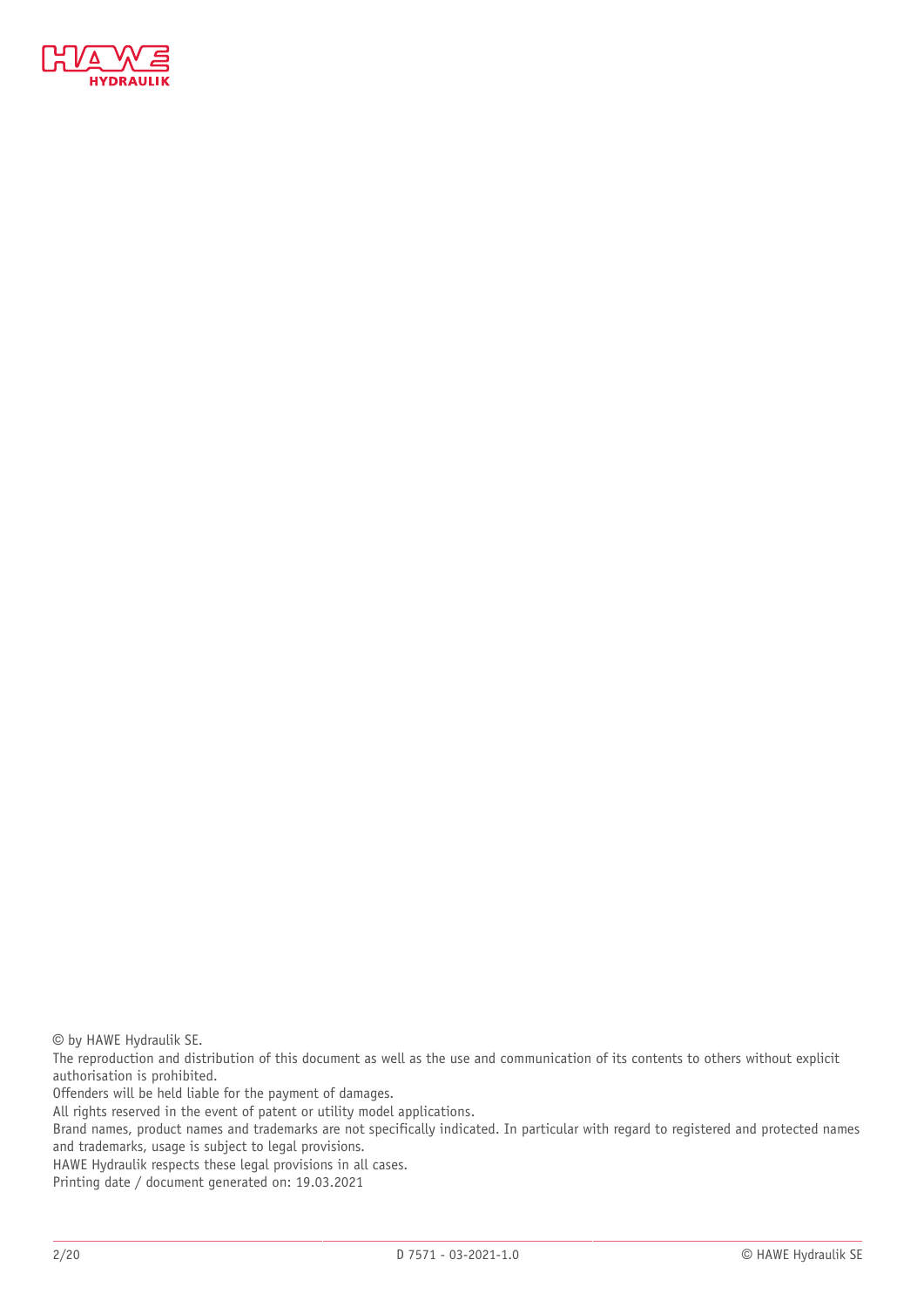© by HAWE Hydraulik SE.

The reproduction and distribution of this document as well as the use and communication of its contents to others without explicit authorisation is prohibited.

Offenders will be held liable for the payment of damages.

All rights reserved in the event of patent or utility model applications.

Brand names, product names and trademarks are not specifically indicated. In particular with regard to registered and protected names and trademarks, usage is subject to legal provisions.

HAWE Hydraulik respects these legal provisions in all cases.

Printing date / document generated on: 19.03.2021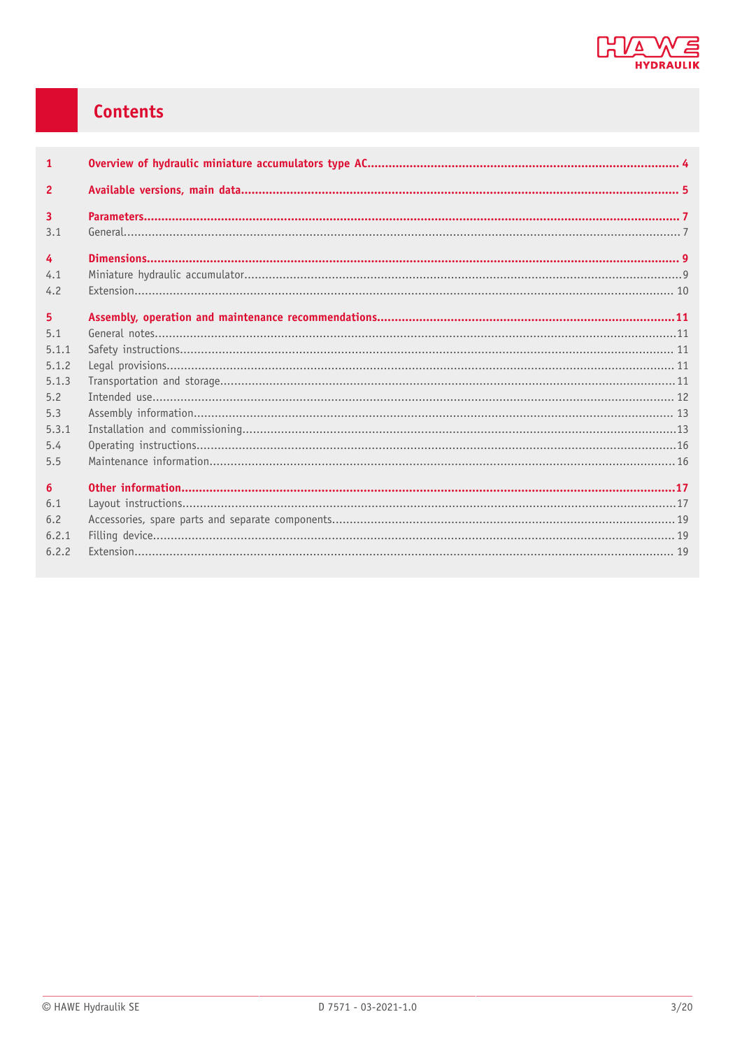# Contents

| | | |
|---|---|---|
| **1** | **Overview of hydraulic miniature accumulators type AC** | **4** |
| **2** | **Available versions, main data** | **5** |
| **3** | **Parameters** | **7** |
| 3.1 | General | 7 |
| **4** | **Dimensions** | **9** |
| 4.1 | Miniature hydraulic accumulator | 9 |
| 4.2 | Extension | 10 |
| **5** | **Assembly, operation and maintenance recommendations** | **11** |
| 5.1 | General notes | 11 |
| 5.1.1 | Safety instructions | 11 |
| 5.1.2 | Legal provisions | 11 |
| 5.1.3 | Transportation and storage | 11 |
| 5.2 | Intended use | 12 |
| 5.3 | Assembly information | 13 |
| 5.3.1 | Installation and commissioning | 13 |
| 5.4 | Operating instructions | 16 |
| 5.5 | Maintenance information | 16 |
| **6** | **Other information** | **17** |
| 6.1 | Layout instructions | 17 |
| 6.2 | Accessories, spare parts and separate components | 19 |
| 6.2.1 | Filling device | 19 |
| 6.2.2 | Extension | 19 |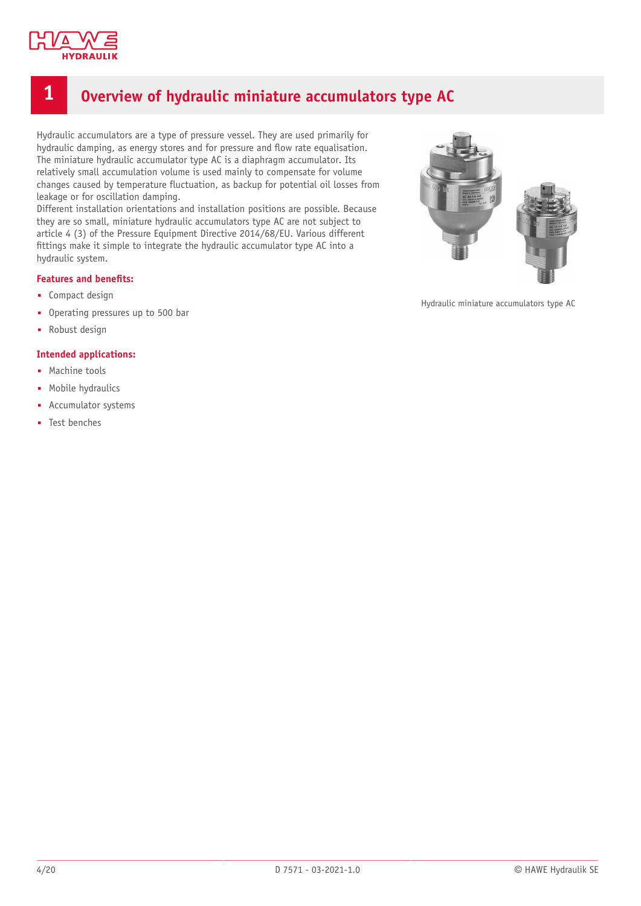# 1 Overview of hydraulic miniature accumulators type AC

Hydraulic accumulators are a type of pressure vessel. They are used primarily for hydraulic damping, as energy stores and for pressure and flow rate equalisation. The miniature hydraulic accumulator type AC is a diaphragm accumulator. Its relatively small accumulation volume is used mainly to compensate for volume changes caused by temperature fluctuation, as backup for potential oil losses from leakage or for oscillation damping.
Different installation orientations and installation positions are possible. Because they are so small, miniature hydraulic accumulators type AC are not subject to article 4 (3) of the Pressure Equipment Directive 2014/68/EU. Various different fittings make it simple to integrate the hydraulic accumulator type AC into a hydraulic system.

**Features and benefits:**

- Compact design
- Operating pressures up to 500 bar
- Robust design

**Intended applications:**

- Machine tools
- Mobile hydraulics
- Accumulator systems
- Test benches

Hydraulic miniature accumulators type AC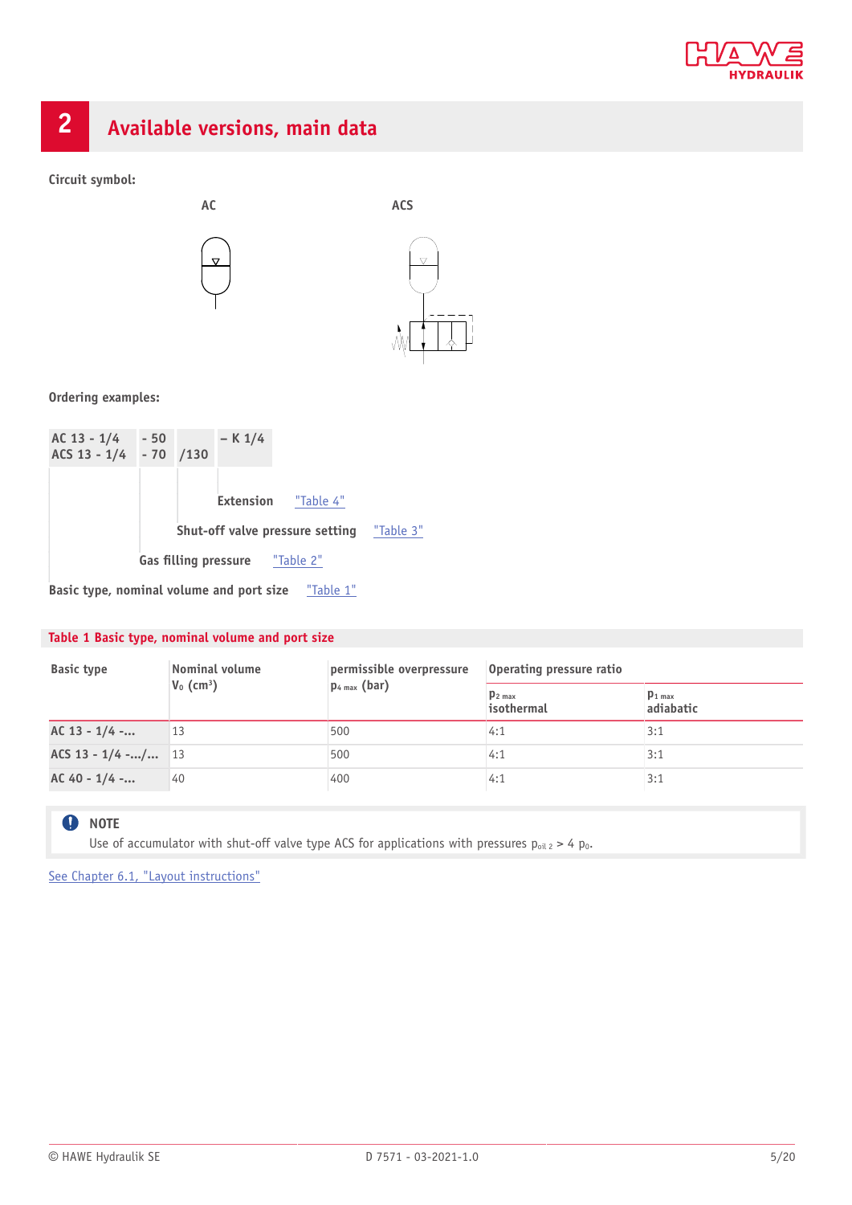## 2 Available versions, main data

**Circuit symbol:**

AC

ACS

**Ordering examples:**

| AC 13 - 1/4<br>ACS 13 - 1/4 | - 50<br>- 70 | /130 | – K 1/4 |
|---|---|---|---|

- **Extension** "Table 4"
- **Shut-off valve pressure setting** "Table 3"
- **Gas filling pressure** "Table 2"
- **Basic type, nominal volume and port size** "Table 1"

**Table 1 Basic type, nominal volume and port size**

| Basic type | Nominal volume $V_0$ (cm³) | permissible overpressure $p_{4\ max}$ (bar) | Operating pressure ratio | |
|---|---|---|---|---|
| | | | $p_{2\ max}$ isothermal | $p_{1\ max}$ adiabatic |
| **AC 13 - 1/4 -...** | 13 | 500 | 4:1 | 3:1 |
| **ACS 13 - 1/4 -.../...** | 13 | 500 | 4:1 | 3:1 |
| **AC 40 - 1/4 -...** | 40 | 400 | 4:1 | 3:1 |

> **NOTE**
> Use of accumulator with shut-off valve type ACS for applications with pressures $p_{oil\ 2} > 4\ p_0$.

See Chapter 6.1, "Layout instructions"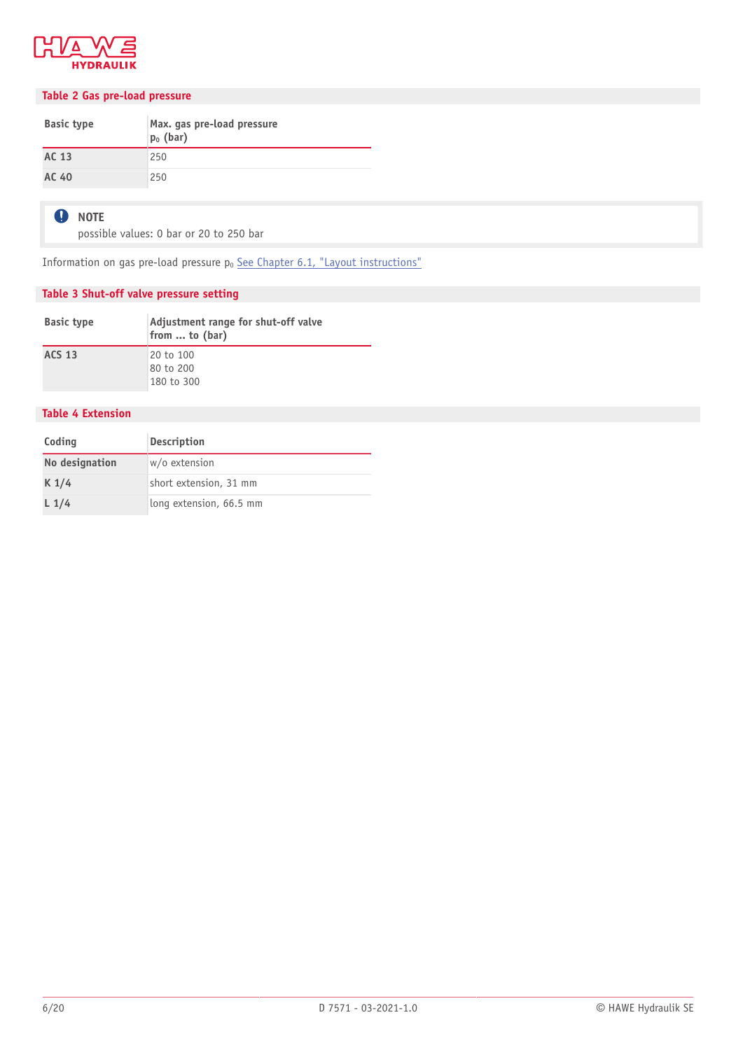**Table 2 Gas pre-load pressure**

| Basic type | Max. gas pre-load pressure $p_0$ (bar) |
|---|---|
| **AC 13** | 250 |
| **AC 40** | 250 |

> **NOTE**
> possible values: 0 bar or 20 to 250 bar

Information on gas pre-load pressure $p_0$ See Chapter 6.1, "Layout instructions"

**Table 3 Shut-off valve pressure setting**

| Basic type | Adjustment range for shut-off valve from ... to (bar) |
|---|---|
| **ACS 13** | 20 to 100<br>80 to 200<br>180 to 300 |

**Table 4 Extension**

| Coding | Description |
|---|---|
| **No designation** | w/o extension |
| **K 1/4** | short extension, 31 mm |
| **L 1/4** | long extension, 66.5 mm |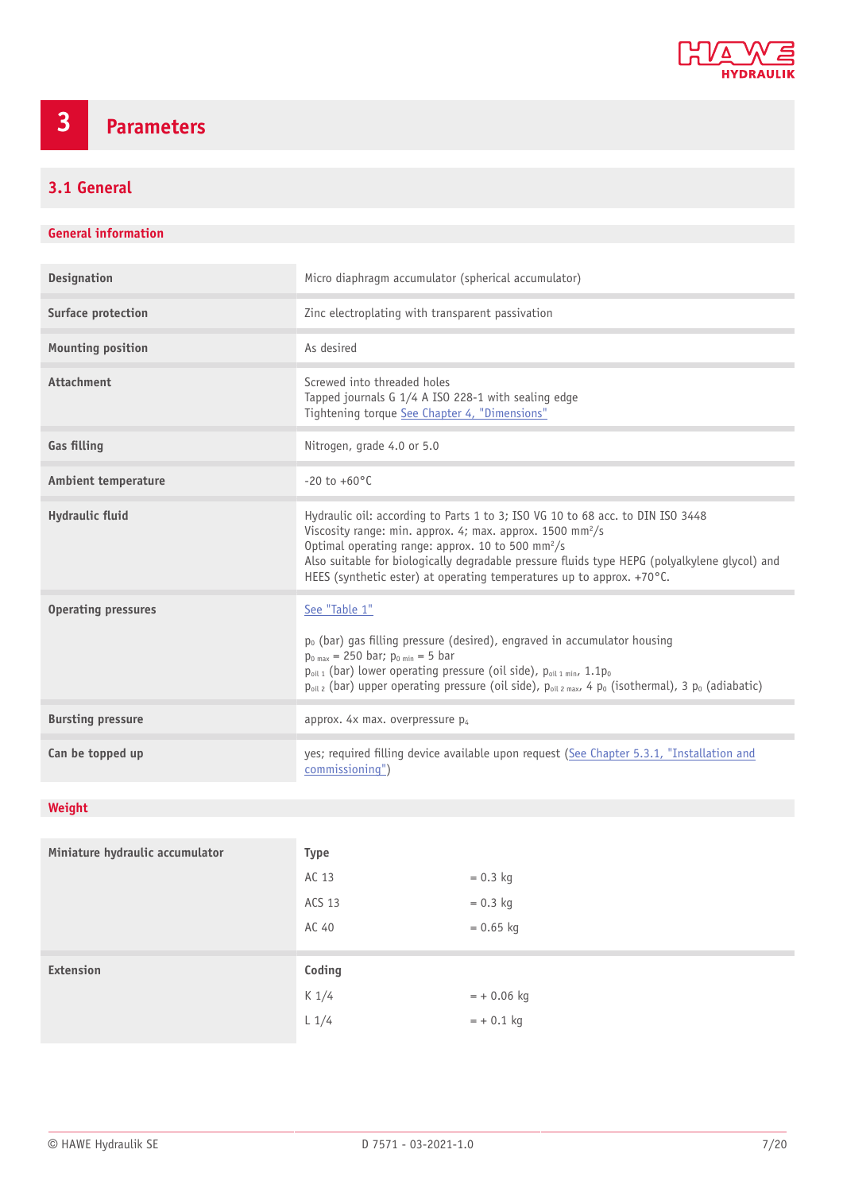# 3 Parameters

## 3.1 General

### General information

| | |
|---|---|
| **Designation** | Micro diaphragm accumulator (spherical accumulator) |
| **Surface protection** | Zinc electroplating with transparent passivation |
| **Mounting position** | As desired |
| **Attachment** | Screwed into threaded holes<br>Tapped journals G 1/4 A ISO 228-1 with sealing edge<br>Tightening torque See Chapter 4, "Dimensions" |
| **Gas filling** | Nitrogen, grade 4.0 or 5.0 |
| **Ambient temperature** | -20 to +60°C |
| **Hydraulic fluid** | Hydraulic oil: according to Parts 1 to 3; ISO VG 10 to 68 acc. to DIN ISO 3448<br>Viscosity range: min. approx. 4; max. approx. 1500 mm²/s<br>Optimal operating range: approx. 10 to 500 mm²/s<br>Also suitable for biologically degradable pressure fluids type HEPG (polyalkylene glycol) and HEES (synthetic ester) at operating temperatures up to approx. +70°C. |
| **Operating pressures** | See "Table 1"<br><br>$p_0$ (bar) gas filling pressure (desired), engraved in accumulator housing<br>$p_{0\ max}$ = 250 bar; $p_{0\ min}$ = 5 bar<br>$p_{oil\ 1}$ (bar) lower operating pressure (oil side), $p_{oil\ 1\ min}$, $1.1 p_0$<br>$p_{oil\ 2}$ (bar) upper operating pressure (oil side), $p_{oil\ 2\ max}$, 4 $p_0$ (isothermal), 3 $p_0$ (adiabatic) |
| **Bursting pressure** | approx. 4x max. overpressure $p_4$ |
| **Can be topped up** | yes; required filling device available upon request (See Chapter 5.3.1, "Installation and commissioning") |

### Weight

| | | |
|---|---|---|
| **Miniature hydraulic accumulator** | **Type** | |
| | AC 13 | = 0.3 kg |
| | ACS 13 | = 0.3 kg |
| | AC 40 | = 0.65 kg |
| **Extension** | **Coding** | |
| | K 1/4 | = + 0.06 kg |
| | L 1/4 | = + 0.1 kg |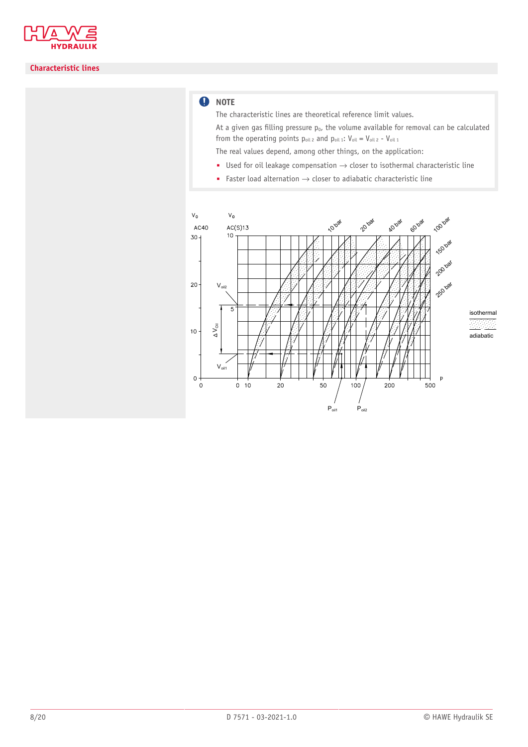## Characteristic lines

> **NOTE**
>
> The characteristic lines are theoretical reference limit values.
>
> At a given gas filling pressure $p_0$, the volume available for removal can be calculated from the operating points $p_{oil\,2}$ and $p_{oil\,1}$: $V_{oil} = V_{oil\,2} - V_{oil\,1}$
>
> The real values depend, among other things, on the application:
>
> - Used for oil leakage compensation → closer to isothermal characteristic line
> - Faster load alternation → closer to adiabatic characteristic line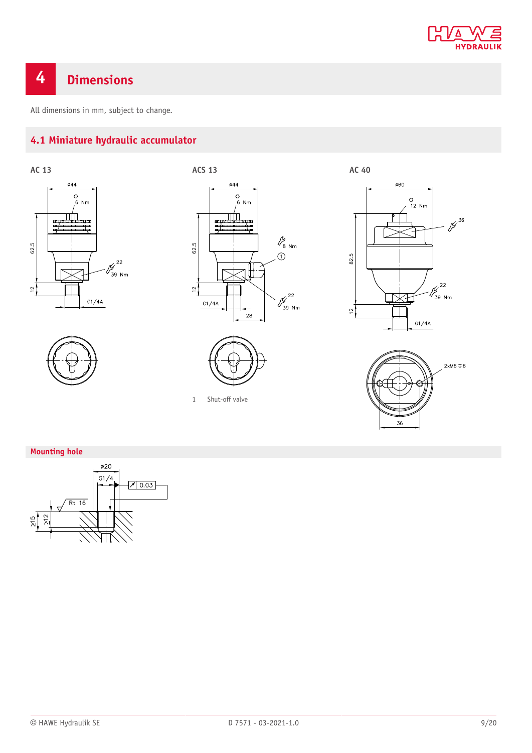# 4 Dimensions

All dimensions in mm, subject to change.

## 4.1 Miniature hydraulic accumulator

**AC 13**

**ACS 13**

**AC 40**

1 Shut-off valve

### Mounting hole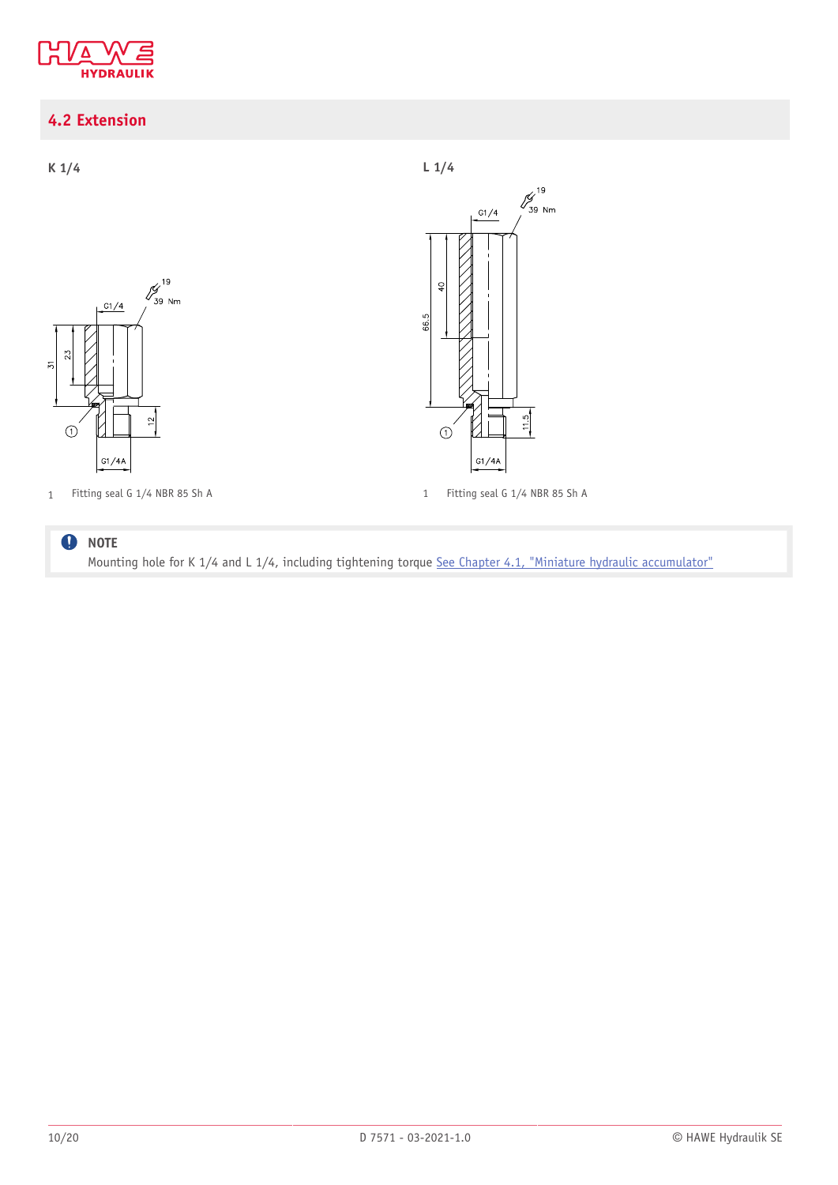## 4.2 Extension

**K 1/4**

1 Fitting seal G 1/4 NBR 85 Sh A

**L 1/4**

1 Fitting seal G 1/4 NBR 85 Sh A

**NOTE**

Mounting hole for K 1/4 and L 1/4, including tightening torque See Chapter 4.1, "Miniature hydraulic accumulator"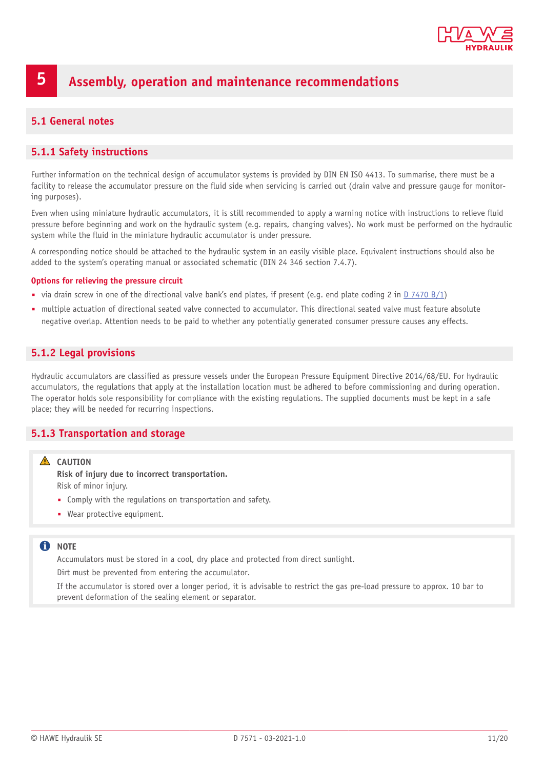# 5 Assembly, operation and maintenance recommendations

## 5.1 General notes

### 5.1.1 Safety instructions

Further information on the technical design of accumulator systems is provided by DIN EN ISO 4413. To summarise, there must be a facility to release the accumulator pressure on the fluid side when servicing is carried out (drain valve and pressure gauge for monitoring purposes).

Even when using miniature hydraulic accumulators, it is still recommended to apply a warning notice with instructions to relieve fluid pressure before beginning and work on the hydraulic system (e.g. repairs, changing valves). No work must be performed on the hydraulic system while the fluid in the miniature hydraulic accumulator is under pressure.

A corresponding notice should be attached to the hydraulic system in an easily visible place. Equivalent instructions should also be added to the system's operating manual or associated schematic (DIN 24 346 section 7.4.7).

**Options for relieving the pressure circuit**

- via drain screw in one of the directional valve bank's end plates, if present (e.g. end plate coding 2 in D 7470 B/1)
- multiple actuation of directional seated valve connected to accumulator. This directional seated valve must feature absolute negative overlap. Attention needs to be paid to whether any potentially generated consumer pressure causes any effects.

### 5.1.2 Legal provisions

Hydraulic accumulators are classified as pressure vessels under the European Pressure Equipment Directive 2014/68/EU. For hydraulic accumulators, the regulations that apply at the installation location must be adhered to before commissioning and during operation. The operator holds sole responsibility for compliance with the existing regulations. The supplied documents must be kept in a safe place; they will be needed for recurring inspections.

### 5.1.3 Transportation and storage

> ⚠ **CAUTION**
>
> **Risk of injury due to incorrect transportation.**
>
> Risk of minor injury.
>
> - Comply with the regulations on transportation and safety.
> - Wear protective equipment.

> **NOTE**
>
> Accumulators must be stored in a cool, dry place and protected from direct sunlight.
>
> Dirt must be prevented from entering the accumulator.
>
> If the accumulator is stored over a longer period, it is advisable to restrict the gas pre-load pressure to approx. 10 bar to prevent deformation of the sealing element or separator.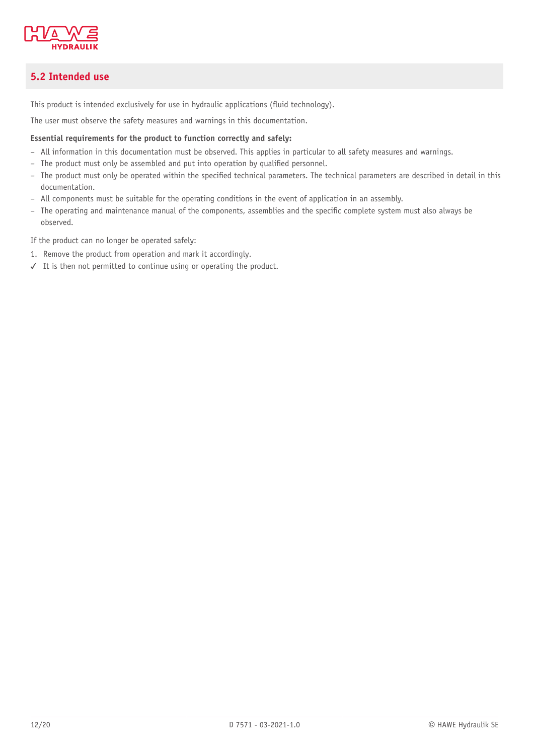## 5.2 Intended use

This product is intended exclusively for use in hydraulic applications (fluid technology).

The user must observe the safety measures and warnings in this documentation.

**Essential requirements for the product to function correctly and safely:**

- All information in this documentation must be observed. This applies in particular to all safety measures and warnings.
- The product must only be assembled and put into operation by qualified personnel.
- The product must only be operated within the specified technical parameters. The technical parameters are described in detail in this documentation.
- All components must be suitable for the operating conditions in the event of application in an assembly.
- The operating and maintenance manual of the components, assemblies and the specific complete system must also always be observed.

If the product can no longer be operated safely:

1. Remove the product from operation and mark it accordingly.

✓ It is then not permitted to continue using or operating the product.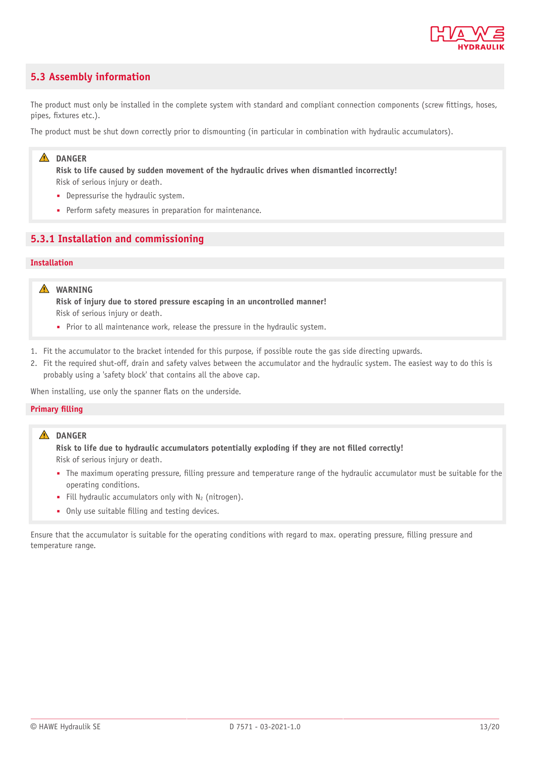## 5.3 Assembly information

The product must only be installed in the complete system with standard and compliant connection components (screw fittings, hoses, pipes, fixtures etc.).

The product must be shut down correctly prior to dismounting (in particular in combination with hydraulic accumulators).

> ⚠ **DANGER**
>
> **Risk to life caused by sudden movement of the hydraulic drives when dismantled incorrectly!**
>
> Risk of serious injury or death.
>
> - Depressurise the hydraulic system.
> - Perform safety measures in preparation for maintenance.

### 5.3.1 Installation and commissioning

#### Installation

> ⚠ **WARNING**
>
> **Risk of injury due to stored pressure escaping in an uncontrolled manner!**
>
> Risk of serious injury or death.
>
> - Prior to all maintenance work, release the pressure in the hydraulic system.

1. Fit the accumulator to the bracket intended for this purpose, if possible route the gas side directing upwards.
2. Fit the required shut-off, drain and safety valves between the accumulator and the hydraulic system. The easiest way to do this is probably using a 'safety block' that contains all the above cap.

When installing, use only the spanner flats on the underside.

#### Primary filling

> ⚠ **DANGER**
>
> **Risk to life due to hydraulic accumulators potentially exploding if they are not filled correctly!**
>
> Risk of serious injury or death.
>
> - The maximum operating pressure, filling pressure and temperature range of the hydraulic accumulator must be suitable for the operating conditions.
> - Fill hydraulic accumulators only with $N_2$ (nitrogen).
> - Only use suitable filling and testing devices.

Ensure that the accumulator is suitable for the operating conditions with regard to max. operating pressure, filling pressure and temperature range.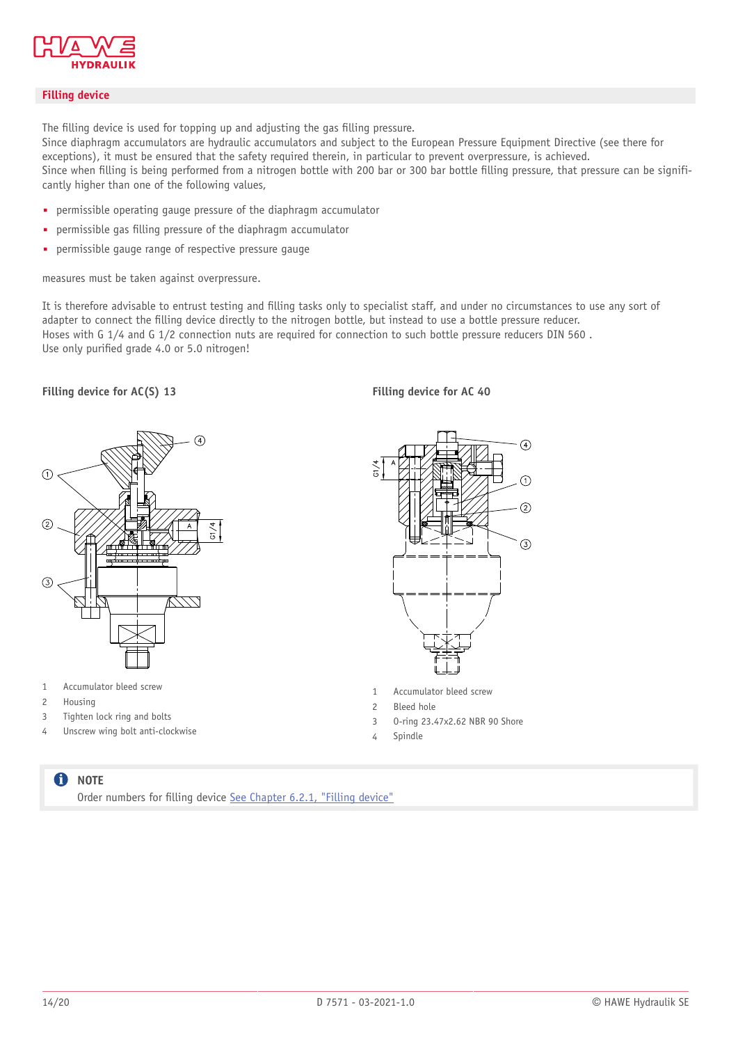## Filling device

The filling device is used for topping up and adjusting the gas filling pressure.
Since diaphragm accumulators are hydraulic accumulators and subject to the European Pressure Equipment Directive (see there for exceptions), it must be ensured that the safety required therein, in particular to prevent overpressure, is achieved.
Since when filling is being performed from a nitrogen bottle with 200 bar or 300 bar bottle filling pressure, that pressure can be significantly higher than one of the following values,

- permissible operating gauge pressure of the diaphragm accumulator
- permissible gas filling pressure of the diaphragm accumulator
- permissible gauge range of respective pressure gauge

measures must be taken against overpressure.

It is therefore advisable to entrust testing and filling tasks only to specialist staff, and under no circumstances to use any sort of adapter to connect the filling device directly to the nitrogen bottle, but instead to use a bottle pressure reducer.
Hoses with G 1/4 and G 1/2 connection nuts are required for connection to such bottle pressure reducers DIN 560 .
Use only purified grade 4.0 or 5.0 nitrogen!

### Filling device for AC(S) 13

1 Accumulator bleed screw
2 Housing
3 Tighten lock ring and bolts
4 Unscrew wing bolt anti-clockwise

### Filling device for AC 40

1 Accumulator bleed screw
2 Bleed hole
3 O-ring 23.47x2.62 NBR 90 Shore
4 Spindle

**NOTE**
Order numbers for filling device See Chapter 6.2.1, "Filling device"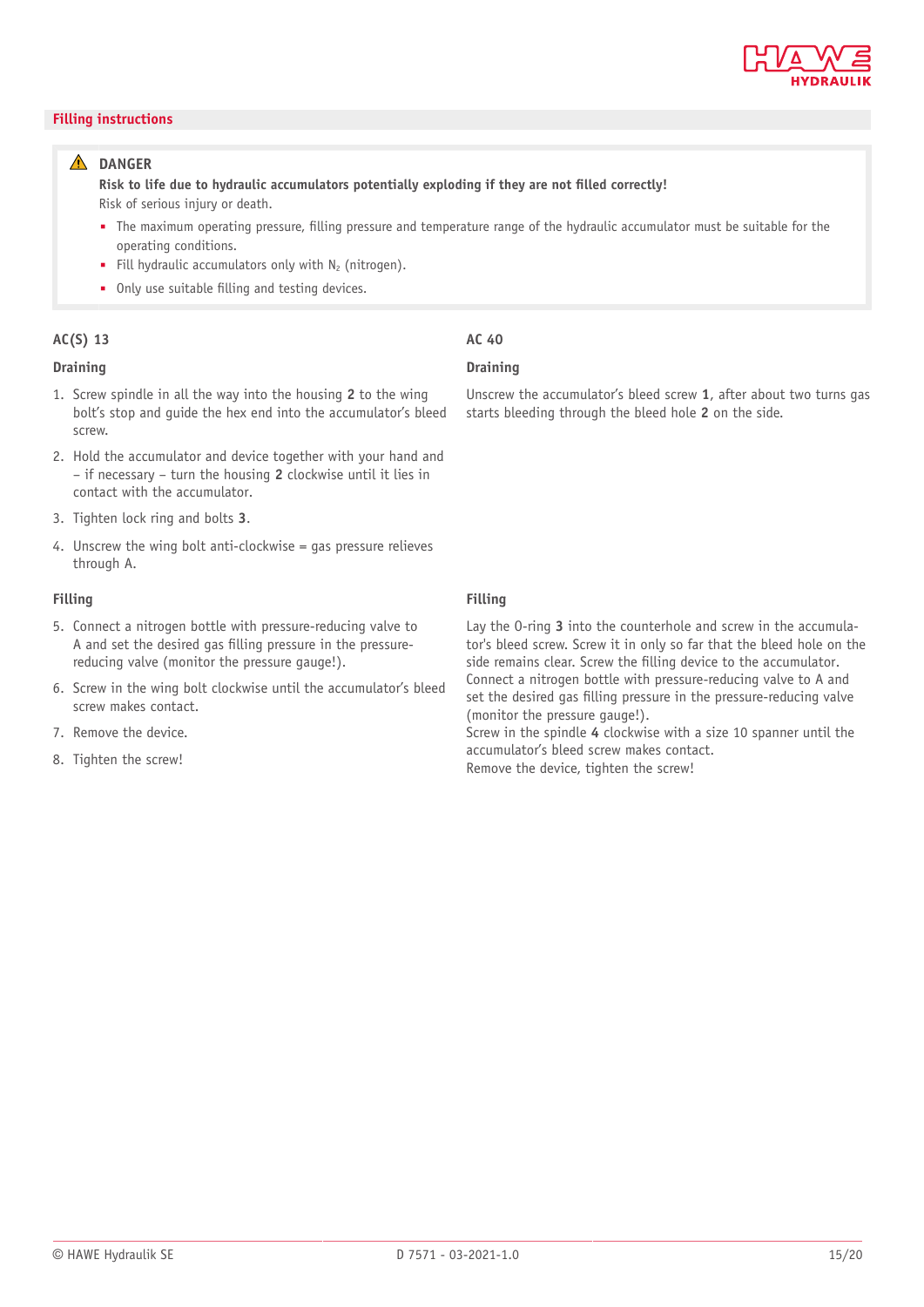## Filling instructions

> ⚠ **DANGER**
>
> **Risk to life due to hydraulic accumulators potentially exploding if they are not filled correctly!**
>
> Risk of serious injury or death.
>
> - The maximum operating pressure, filling pressure and temperature range of the hydraulic accumulator must be suitable for the operating conditions.
> - Fill hydraulic accumulators only with $N_2$ (nitrogen).
> - Only use suitable filling and testing devices.

### AC(S) 13

#### Draining

1. Screw spindle in all the way into the housing **2** to the wing bolt's stop and guide the hex end into the accumulator's bleed screw.
2. Hold the accumulator and device together with your hand and – if necessary – turn the housing **2** clockwise until it lies in contact with the accumulator.
3. Tighten lock ring and bolts **3**.
4. Unscrew the wing bolt anti-clockwise = gas pressure relieves through A.

#### Filling

5. Connect a nitrogen bottle with pressure-reducing valve to A and set the desired gas filling pressure in the pressure-reducing valve (monitor the pressure gauge!).
6. Screw in the wing bolt clockwise until the accumulator's bleed screw makes contact.
7. Remove the device.
8. Tighten the screw!

### AC 40

#### Draining

Unscrew the accumulator's bleed screw **1**, after about two turns gas starts bleeding through the bleed hole **2** on the side.

#### Filling

Lay the O-ring **3** into the counterhole and screw in the accumulator's bleed screw. Screw it in only so far that the bleed hole on the side remains clear. Screw the filling device to the accumulator.
Connect a nitrogen bottle with pressure-reducing valve to A and set the desired gas filling pressure in the pressure-reducing valve (monitor the pressure gauge!).
Screw in the spindle **4** clockwise with a size 10 spanner until the accumulator's bleed screw makes contact.
Remove the device, tighten the screw!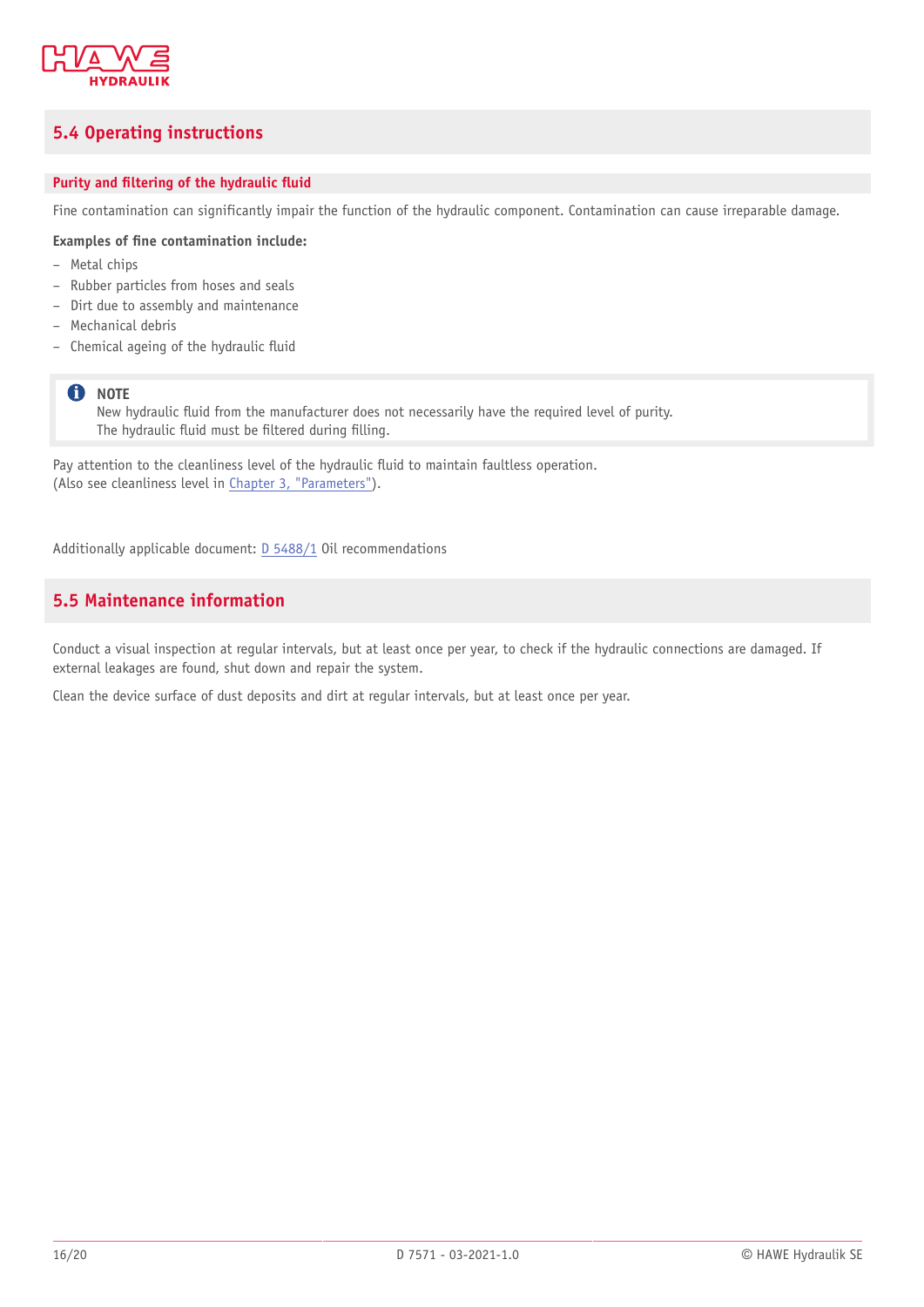## 5.4 Operating instructions

### Purity and filtering of the hydraulic fluid

Fine contamination can significantly impair the function of the hydraulic component. Contamination can cause irreparable damage.

**Examples of fine contamination include:**

- Metal chips
- Rubber particles from hoses and seals
- Dirt due to assembly and maintenance
- Mechanical debris
- Chemical ageing of the hydraulic fluid

> **NOTE**
> New hydraulic fluid from the manufacturer does not necessarily have the required level of purity.
> The hydraulic fluid must be filtered during filling.

Pay attention to the cleanliness level of the hydraulic fluid to maintain faultless operation.
(Also see cleanliness level in Chapter 3, "Parameters").

Additionally applicable document: D 5488/1 Oil recommendations

## 5.5 Maintenance information

Conduct a visual inspection at regular intervals, but at least once per year, to check if the hydraulic connections are damaged. If external leakages are found, shut down and repair the system.

Clean the device surface of dust deposits and dirt at regular intervals, but at least once per year.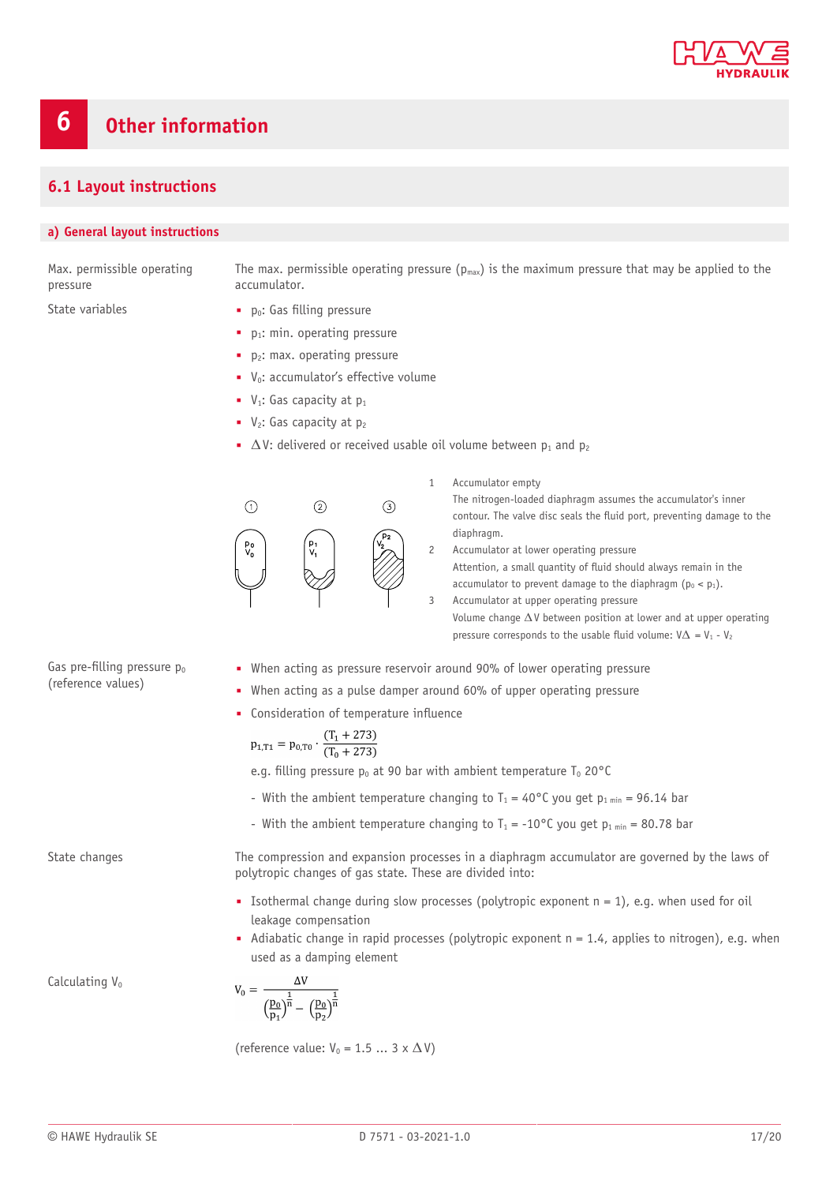# 6 Other information

## 6.1 Layout instructions

### a) General layout instructions

Max. permissible operating pressure

The max. permissible operating pressure ($p_{max}$) is the maximum pressure that may be applied to the accumulator.

State variables

- $p_0$: Gas filling pressure
- $p_1$: min. operating pressure
- $p_2$: max. operating pressure
- $V_0$: accumulator's effective volume
- $V_1$: Gas capacity at $p_1$
- $V_2$: Gas capacity at $p_2$
- $\Delta V$: delivered or received usable oil volume between $p_1$ and $p_2$

1. Accumulator empty  
   The nitrogen-loaded diaphragm assumes the accumulator's inner contour. The valve disc seals the fluid port, preventing damage to the diaphragm.
2. Accumulator at lower operating pressure  
   Attention, a small quantity of fluid should always remain in the accumulator to prevent damage to the diaphragm ($p_0 < p_1$).
3. Accumulator at upper operating pressure  
   Volume change $\Delta V$ between position at lower and at upper operating pressure corresponds to the usable fluid volume: $V\Delta = V_1 - V_2$

Gas pre-filling pressure $p_0$ (reference values)

- When acting as pressure reservoir around 90% of lower operating pressure
- When acting as a pulse damper around 60% of upper operating pressure
- Consideration of temperature influence

$$p_{1,T1} = p_{0,T0} \cdot \frac{(T_1 + 273)}{(T_0 + 273)}$$

e.g. filling pressure $p_0$ at 90 bar with ambient temperature $T_0$ 20°C

- With the ambient temperature changing to $T_1$ = 40°C you get $p_{1\ min}$ = 96.14 bar
- With the ambient temperature changing to $T_1$ = -10°C you get $p_{1\ min}$ = 80.78 bar

State changes

The compression and expansion processes in a diaphragm accumulator are governed by the laws of polytropic changes of gas state. These are divided into:

- Isothermal change during slow processes (polytropic exponent n = 1), e.g. when used for oil leakage compensation
- Adiabatic change in rapid processes (polytropic exponent n = 1.4, applies to nitrogen), e.g. when used as a damping element

Calculating $V_0$

$$V_0 = \frac{\Delta V}{\left(\frac{p_0}{p_1}\right)^{\frac{1}{n}} - \left(\frac{p_0}{p_2}\right)^{\frac{1}{n}}}$$

(reference value: $V_0$ = 1.5 ... 3 x $\Delta V$)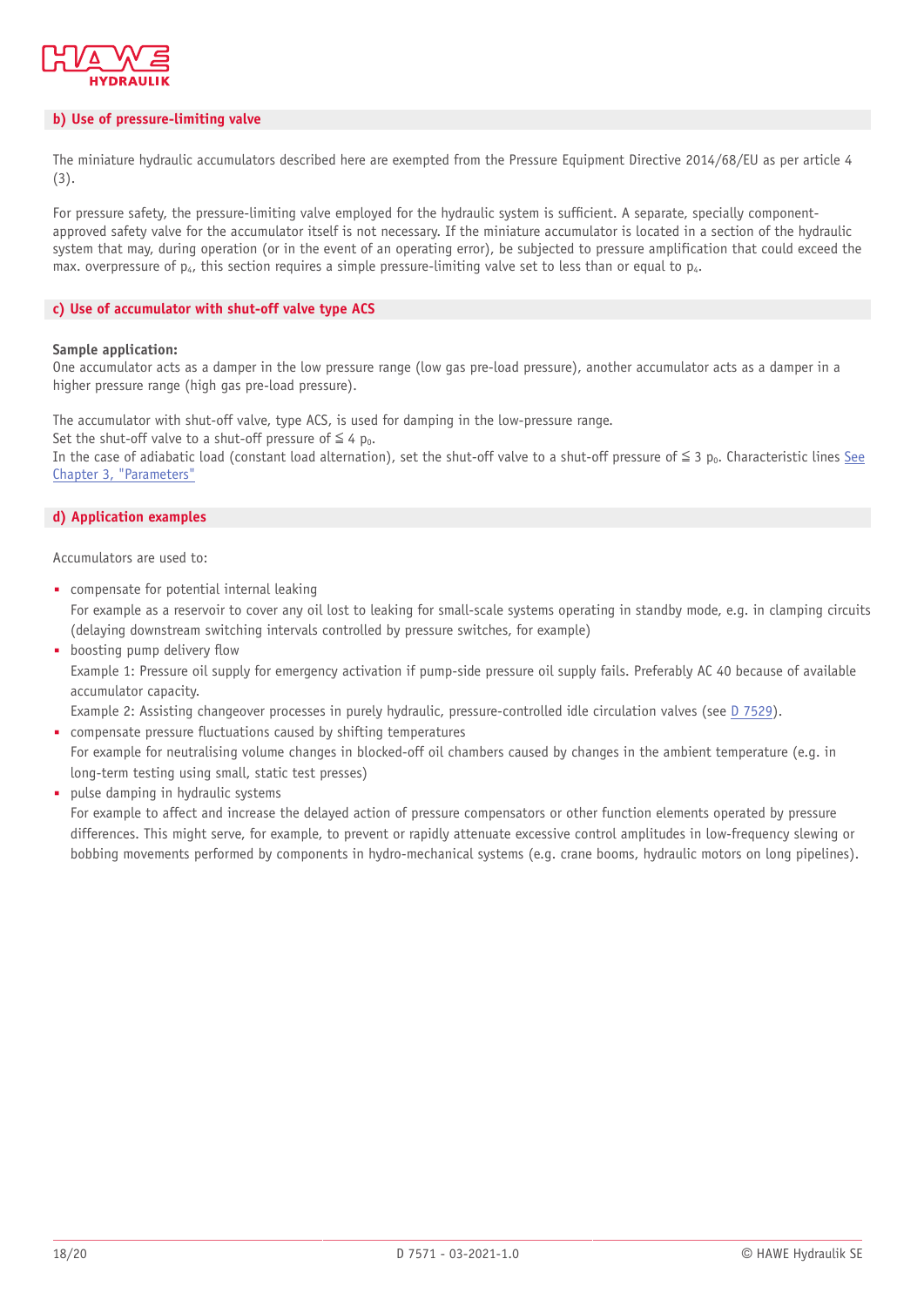## b) Use of pressure-limiting valve

The miniature hydraulic accumulators described here are exempted from the Pressure Equipment Directive 2014/68/EU as per article 4 (3).

For pressure safety, the pressure-limiting valve employed for the hydraulic system is sufficient. A separate, specially component-approved safety valve for the accumulator itself is not necessary. If the miniature accumulator is located in a section of the hydraulic system that may, during operation (or in the event of an operating error), be subjected to pressure amplification that could exceed the max. overpressure of $p_4$, this section requires a simple pressure-limiting valve set to less than or equal to $p_4$.

## c) Use of accumulator with shut-off valve type ACS

**Sample application:**
One accumulator acts as a damper in the low pressure range (low gas pre-load pressure), another accumulator acts as a damper in a higher pressure range (high gas pre-load pressure).

The accumulator with shut-off valve, type ACS, is used for damping in the low-pressure range.
Set the shut-off valve to a shut-off pressure of $\leqq 4\ p_0$.
In the case of adiabatic load (constant load alternation), set the shut-off valve to a shut-off pressure of $\leqq 3\ p_0$. Characteristic lines See Chapter 3, "Parameters"

## d) Application examples

Accumulators are used to:

- compensate for potential internal leaking
  For example as a reservoir to cover any oil lost to leaking for small-scale systems operating in standby mode, e.g. in clamping circuits (delaying downstream switching intervals controlled by pressure switches, for example)
- boosting pump delivery flow
  Example 1: Pressure oil supply for emergency activation if pump-side pressure oil supply fails. Preferably AC 40 because of available accumulator capacity.
  Example 2: Assisting changeover processes in purely hydraulic, pressure-controlled idle circulation valves (see D 7529).
- compensate pressure fluctuations caused by shifting temperatures
  For example for neutralising volume changes in blocked-off oil chambers caused by changes in the ambient temperature (e.g. in long-term testing using small, static test presses)
- pulse damping in hydraulic systems
  For example to affect and increase the delayed action of pressure compensators or other function elements operated by pressure differences. This might serve, for example, to prevent or rapidly attenuate excessive control amplitudes in low-frequency slewing or bobbing movements performed by components in hydro-mechanical systems (e.g. crane booms, hydraulic motors on long pipelines).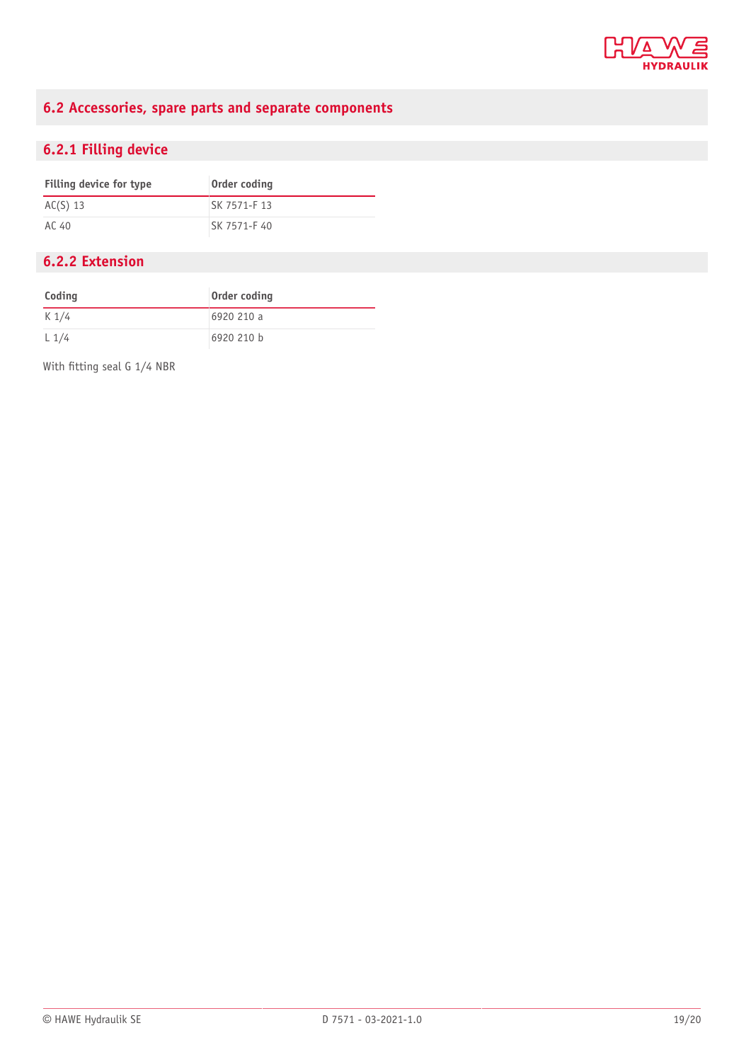## 6.2 Accessories, spare parts and separate components

### 6.2.1 Filling device

| Filling device for type | Order coding |
|---|---|
| AC(S) 13 | SK 7571-F 13 |
| AC 40 | SK 7571-F 40 |

### 6.2.2 Extension

| Coding | Order coding |
|---|---|
| K 1/4 | 6920 210 a |
| L 1/4 | 6920 210 b |

With fitting seal G 1/4 NBR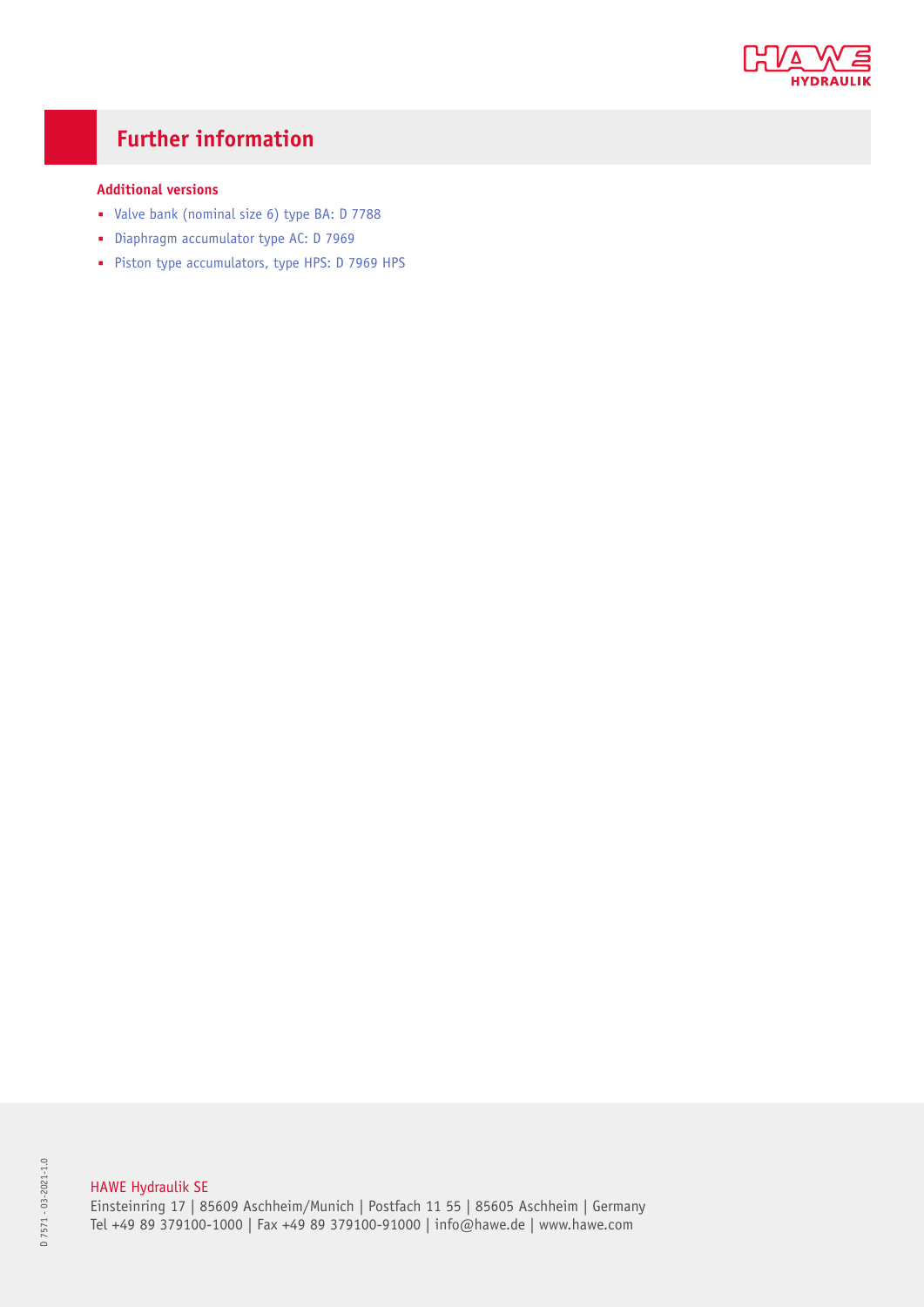# Further information

### Additional versions

- Valve bank (nominal size 6) type BA: D 7788
- Diaphragm accumulator type AC: D 7969
- Piston type accumulators, type HPS: D 7969 HPS

HAWE Hydraulik SE
Einsteinring 17 | 85609 Aschheim/Munich | Postfach 11 55 | 85605 Aschheim | Germany
Tel +49 89 379100-1000 | Fax +49 89 379100-91000 | info@hawe.de | www.hawe.com

D 7571 - 03-2021-1.0